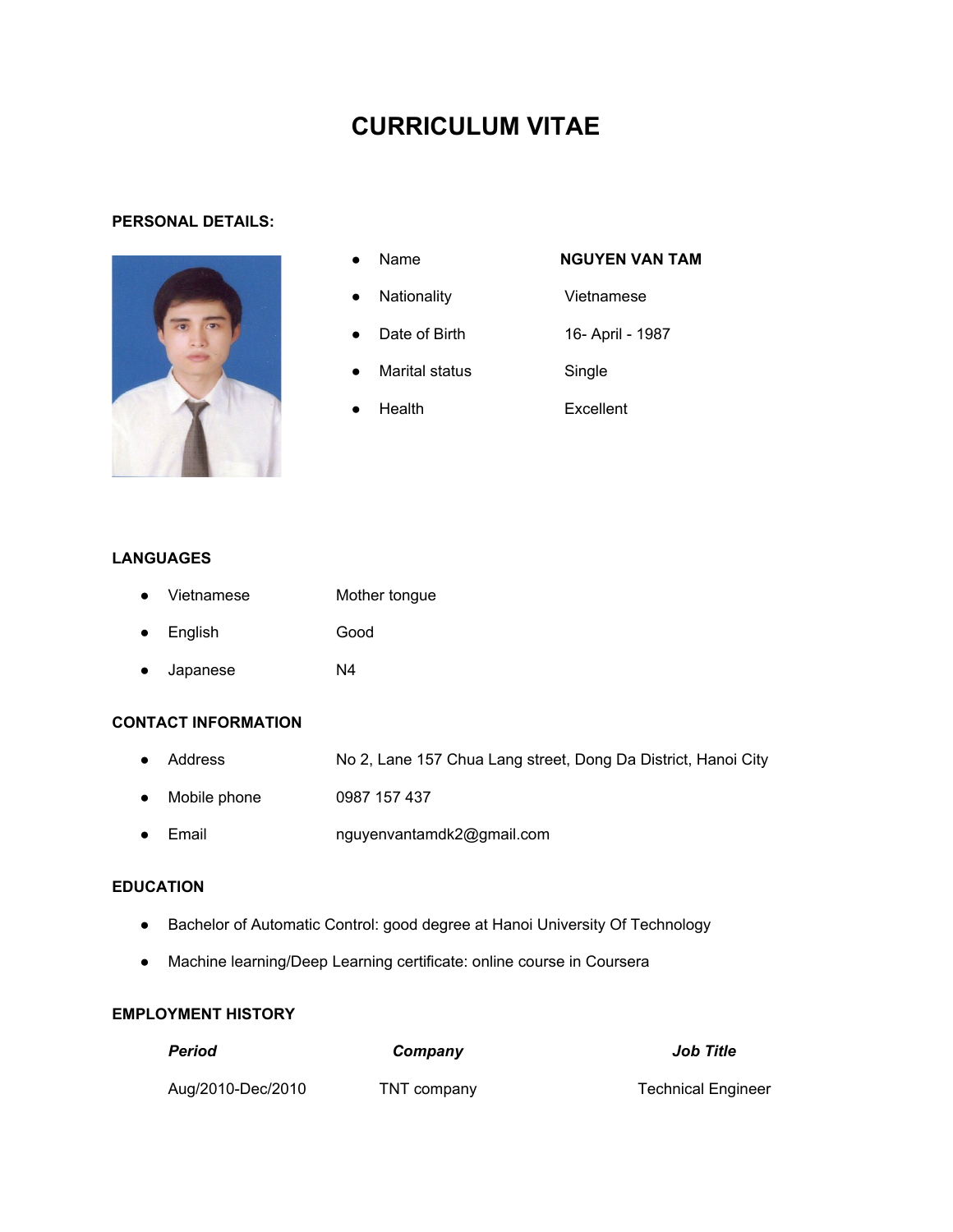# CURRICULUM VITAE

## PERSONAL DETAILS:

- Name — **NGUYEN VAN TAM**
- Nationality — Vietnamese
- Date of Birth — 16- April - 1987
- Marital status — Single
- Health — Excellent

## LANGUAGES

- Vietnamese — Mother tongue
- English — Good
- Japanese — N4

## CONTACT INFORMATION

- Address — No 2, Lane 157 Chua Lang street, Dong Da District, Hanoi City
- Mobile phone — 0987 157 437
- Email — nguyenvantamdk2@gmail.com

## EDUCATION

- Bachelor of Automatic Control: good degree at Hanoi University Of Technology
- Machine learning/Deep Learning certificate: online course in Coursera

## EMPLOYMENT HISTORY

| ***Period*** | ***Company*** | ***Job Title*** |
| --- | --- | --- |
| Aug/2010-Dec/2010 | TNT company | Technical Engineer |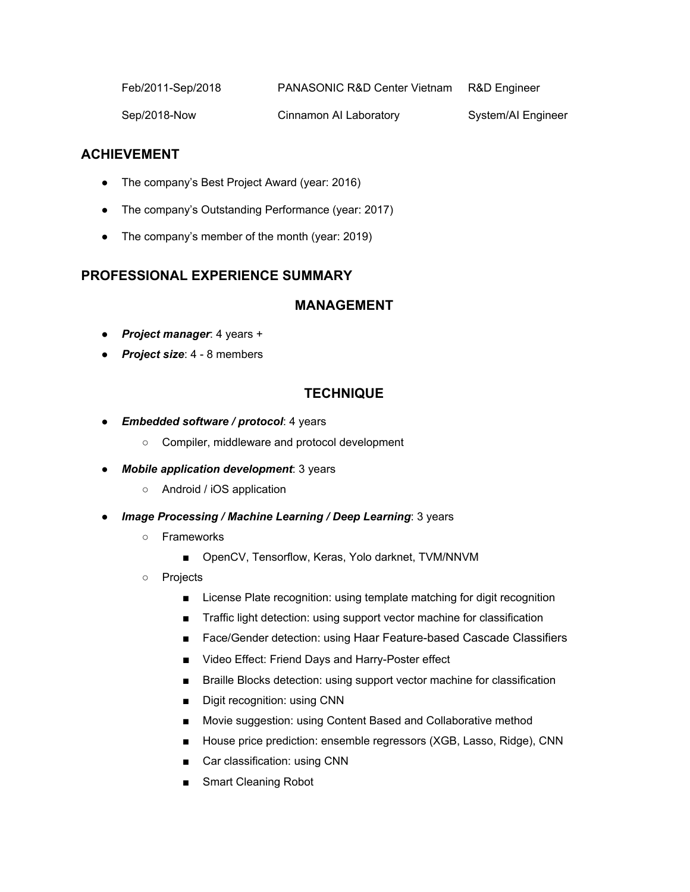| | | |
|---|---|---|
| Feb/2011-Sep/2018 | PANASONIC R&D Center Vietnam | R&D Engineer |
| Sep/2018-Now | Cinnamon AI Laboratory | System/AI Engineer |

## ACHIEVEMENT

- The company's Best Project Award (year: 2016)
- The company's Outstanding Performance (year: 2017)
- The company's member of the month (year: 2019)

## PROFESSIONAL EXPERIENCE SUMMARY

### MANAGEMENT

- ***Project manager***: 4 years +
- ***Project size***: 4 - 8 members

### TECHNIQUE

- ***Embedded software / protocol***: 4 years
  - Compiler, middleware and protocol development
- ***Mobile application development***: 3 years
  - Android / iOS application
- ***Image Processing / Machine Learning / Deep Learning***: 3 years
  - Frameworks
    - OpenCV, Tensorflow, Keras, Yolo darknet, TVM/NNVM
  - Projects
    - License Plate recognition: using template matching for digit recognition
    - Traffic light detection: using support vector machine for classification
    - Face/Gender detection: using Haar Feature-based Cascade Classifiers
    - Video Effect: Friend Days and Harry-Poster effect
    - Braille Blocks detection: using support vector machine for classification
    - Digit recognition: using CNN
    - Movie suggestion: using Content Based and Collaborative method
    - House price prediction: ensemble regressors (XGB, Lasso, Ridge), CNN
    - Car classification: using CNN
    - Smart Cleaning Robot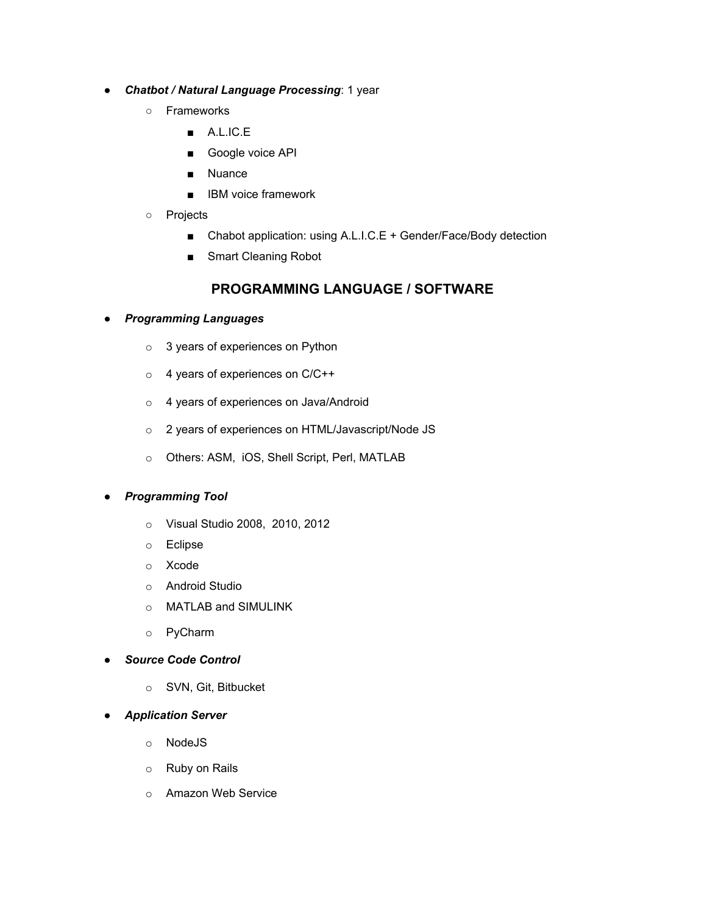- ***Chatbot / Natural Language Processing***: 1 year
    - Frameworks
        - A.L.IC.E
        - Google voice API
        - Nuance
        - IBM voice framework
    - Projects
        - Chabot application: using A.L.I.C.E + Gender/Face/Body detection
        - Smart Cleaning Robot

## PROGRAMMING LANGUAGE / SOFTWARE

- ***Programming Languages***
    - 3 years of experiences on Python
    - 4 years of experiences on C/C++
    - 4 years of experiences on Java/Android
    - 2 years of experiences on HTML/Javascript/Node JS
    - Others: ASM,  iOS, Shell Script, Perl, MATLAB

- ***Programming Tool***
    - Visual Studio 2008,  2010, 2012
    - Eclipse
    - Xcode
    - Android Studio
    - MATLAB and SIMULINK
    - PyCharm
- ***Source Code Control***
    - SVN, Git, Bitbucket
- ***Application Server***
    - NodeJS
    - Ruby on Rails
    - Amazon Web Service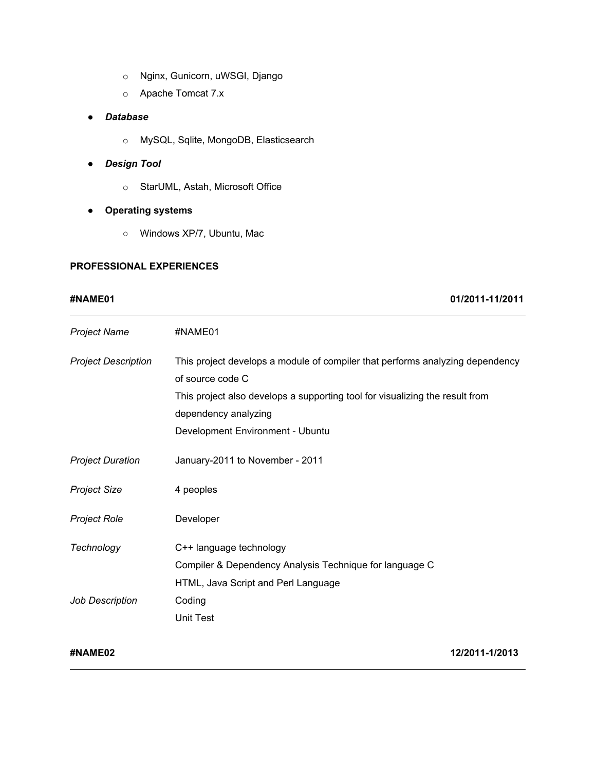- Nginx, Gunicorn, uWSGI, Django
- Apache Tomcat 7.x

- ***Database***
  - MySQL, Sqlite, MongoDB, Elasticsearch

- ***Design Tool***
  - StarUML, Astah, Microsoft Office

- **Operating systems**
  - Windows XP/7, Ubuntu, Mac

**PROFESSIONAL EXPERIENCES**

**#NAME01** **01/2011-11/2011**

---

| | |
|---|---|
| *Project Name* | #NAME01 |
| *Project Description* | This project develops a module of compiler that performs analyzing dependency of source code C<br>This project also develops a supporting tool for visualizing the result from dependency analyzing<br>Development Environment - Ubuntu |
| *Project Duration* | January-2011 to November - 2011 |
| *Project Size* | 4 peoples |
| *Project Role* | Developer |
| *Technology* | C++ language technology<br>Compiler & Dependency Analysis Technique for language C<br>HTML, Java Script and Perl Language |
| *Job Description* | Coding<br>Unit Test |

**#NAME02** **12/2011-1/2013**

---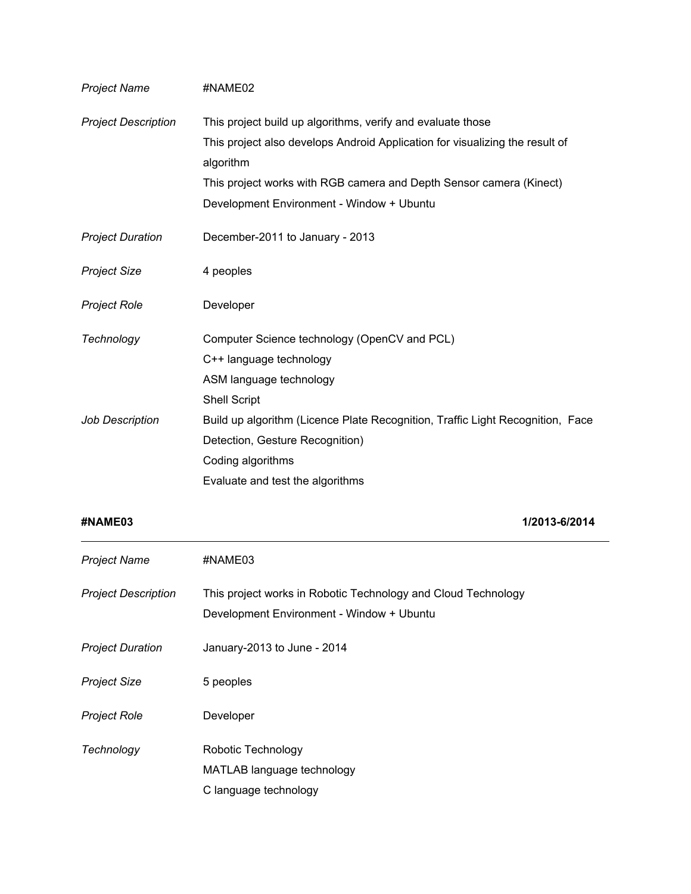| | |
|---|---|
| *Project Name* | #NAME02 |
| *Project Description* | This project build up algorithms, verify and evaluate those<br>This project also develops Android Application for visualizing the result of algorithm<br>This project works with RGB camera and Depth Sensor camera (Kinect)<br>Development Environment - Window + Ubuntu |
| *Project Duration* | December-2011 to January - 2013 |
| *Project Size* | 4 peoples |
| *Project Role* | Developer |
| *Technology* | Computer Science technology (OpenCV and PCL)<br>C++ language technology<br>ASM language technology<br>Shell Script |
| *Job Description* | Build up algorithm (Licence Plate Recognition, Traffic Light Recognition, Face Detection, Gesture Recognition)<br>Coding algorithms<br>Evaluate and test the algorithms |

**#NAME03** **1/2013-6/2014**

---

| | |
|---|---|
| *Project Name* | #NAME03 |
| *Project Description* | This project works in Robotic Technology and Cloud Technology<br>Development Environment - Window + Ubuntu |
| *Project Duration* | January-2013 to June - 2014 |
| *Project Size* | 5 peoples |
| *Project Role* | Developer |
| *Technology* | Robotic Technology<br>MATLAB language technology<br>C language technology |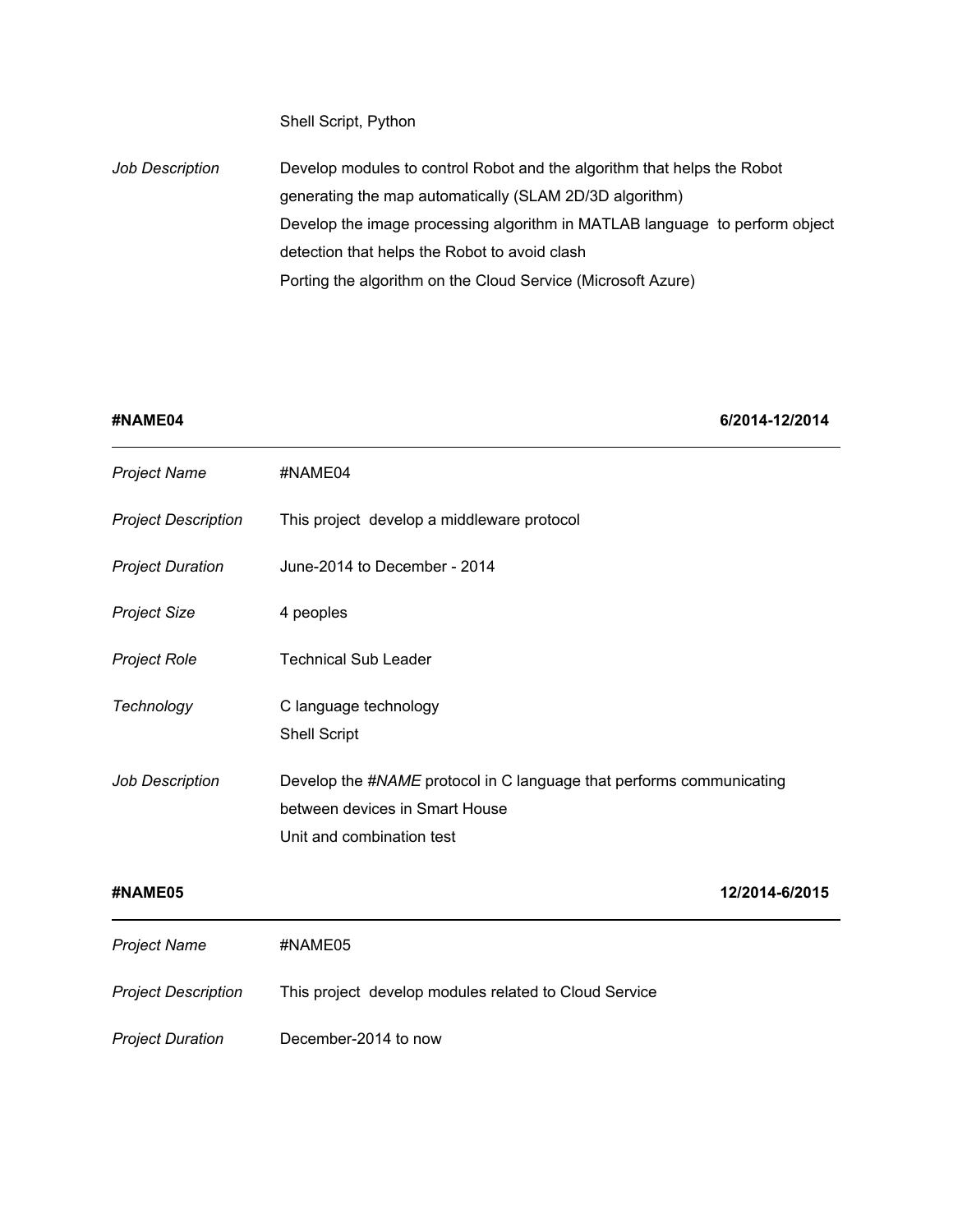| | |
|---|---|
| | Shell Script, Python |
| *Job Description* | Develop modules to control Robot and the algorithm that helps the Robot generating the map automatically (SLAM 2D/3D algorithm)<br>Develop the image processing algorithm in MATLAB language to perform object detection that helps the Robot to avoid clash<br>Porting the algorithm on the Cloud Service (Microsoft Azure) |

**#NAME04** **6/2014-12/2014**

| | |
|---|---|
| *Project Name* | #NAME04 |
| *Project Description* | This project develop a middleware protocol |
| *Project Duration* | June-2014 to December - 2014 |
| *Project Size* | 4 peoples |
| *Project Role* | Technical Sub Leader |
| *Technology* | C language technology<br>Shell Script |
| *Job Description* | Develop the *#NAME* protocol in C language that performs communicating between devices in Smart House<br>Unit and combination test |

**#NAME05** **12/2014-6/2015**

| | |
|---|---|
| *Project Name* | #NAME05 |
| *Project Description* | This project develop modules related to Cloud Service |
| *Project Duration* | December-2014 to now |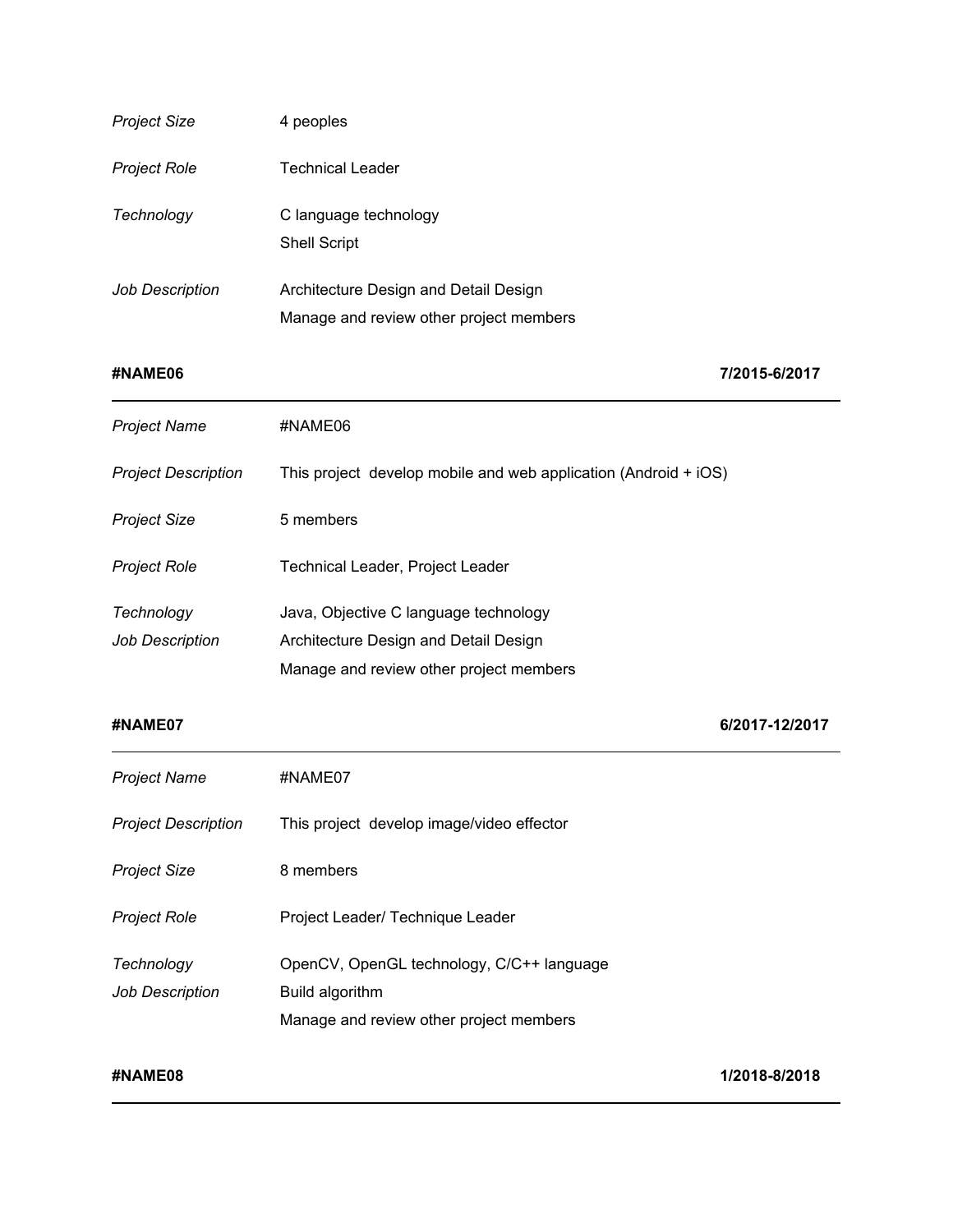| | |
|---|---|
| *Project Size* | 4 peoples |
| *Project Role* | Technical Leader |
| *Technology* | C language technology<br>Shell Script |
| *Job Description* | Architecture Design and Detail Design<br>Manage and review other project members |

**#NAME06** **7/2015-6/2017**

---

| | |
|---|---|
| *Project Name* | #NAME06 |
| *Project Description* | This project develop mobile and web application (Android + iOS) |
| *Project Size* | 5 members |
| *Project Role* | Technical Leader, Project Leader |
| *Technology* | Java, Objective C language technology |
| *Job Description* | Architecture Design and Detail Design<br>Manage and review other project members |

**#NAME07** **6/2017-12/2017**

---

| | |
|---|---|
| *Project Name* | #NAME07 |
| *Project Description* | This project develop image/video effector |
| *Project Size* | 8 members |
| *Project Role* | Project Leader/ Technique Leader |
| *Technology* | OpenCV, OpenGL technology, C/C++ language |
| *Job Description* | Build algorithm<br>Manage and review other project members |

**#NAME08** **1/2018-8/2018**

---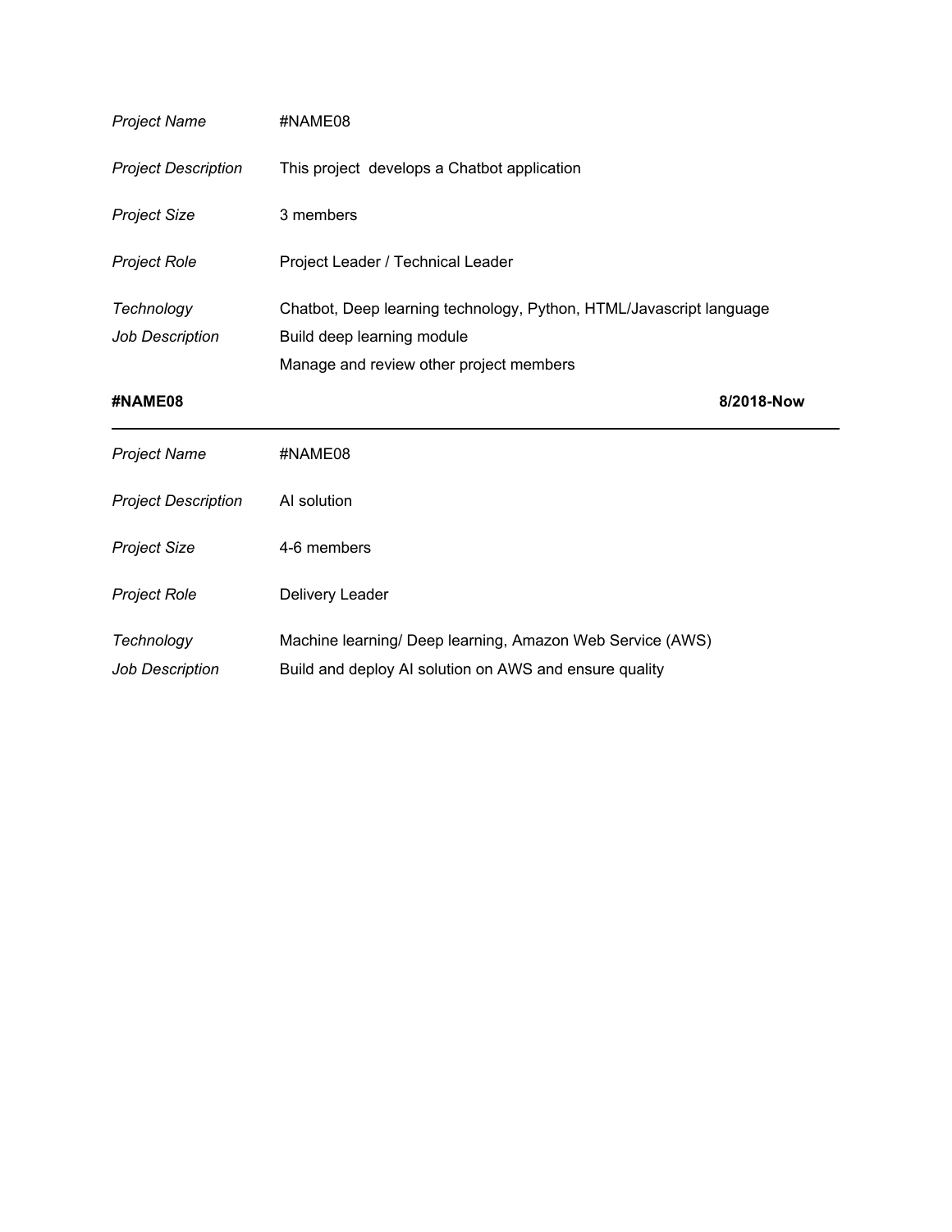| | |
|---|---|
| *Project Name* | #NAME08 |
| *Project Description* | This project develops a Chatbot application |
| *Project Size* | 3 members |
| *Project Role* | Project Leader / Technical Leader |
| *Technology* | Chatbot, Deep learning technology, Python, HTML/Javascript language |
| *Job Description* | Build deep learning module<br>Manage and review other project members |

**#NAME08** **8/2018-Now**

---

| | |
|---|---|
| *Project Name* | #NAME08 |
| *Project Description* | AI solution |
| *Project Size* | 4-6 members |
| *Project Role* | Delivery Leader |
| *Technology* | Machine learning/ Deep learning, Amazon Web Service (AWS) |
| *Job Description* | Build and deploy AI solution on AWS and ensure quality |